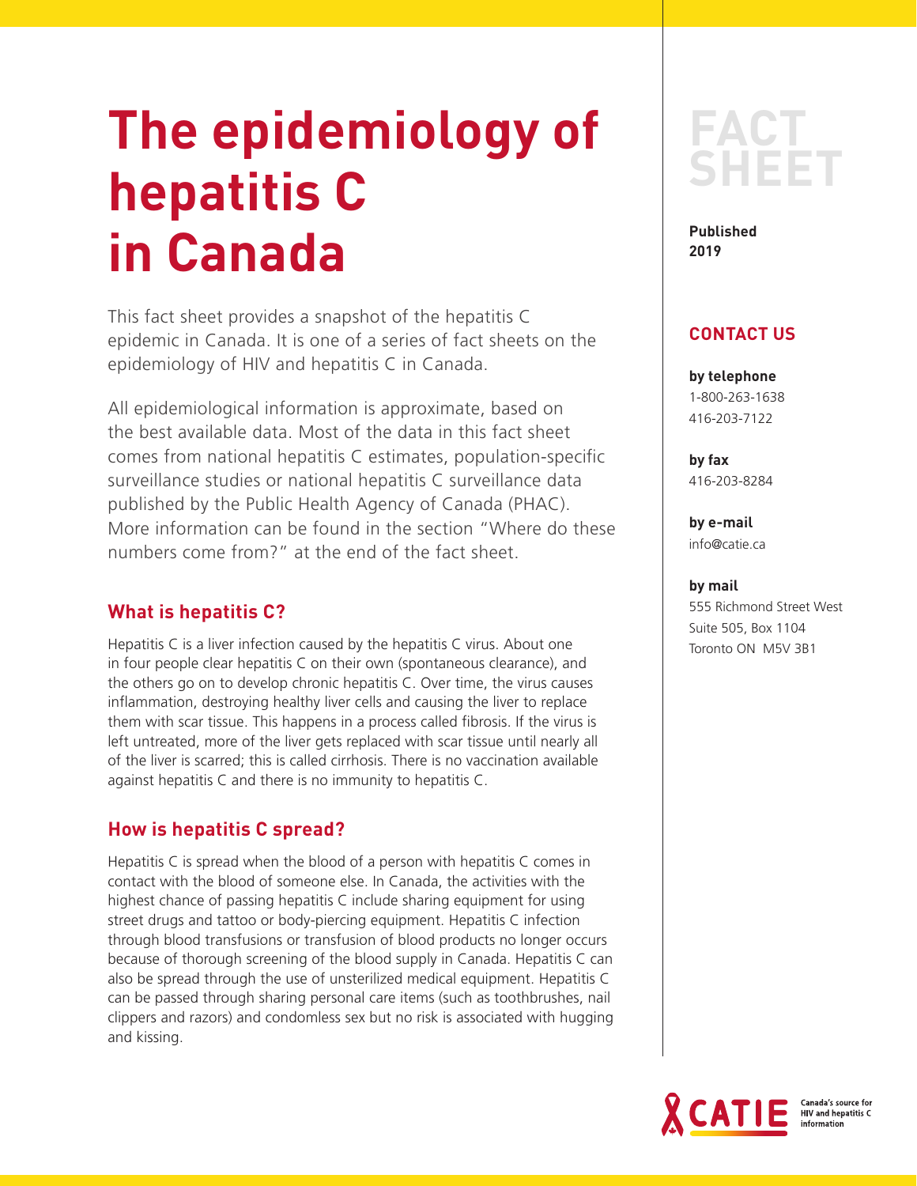# The epidemiology of hepatitis C in Canada

FACT SHEET

**Published 2019**

This fact sheet provides a snapshot of the hepatitis C epidemic in Canada. It is one of a series of fact sheets on the epidemiology of HIV and hepatitis C in Canada.

All epidemiological information is approximate, based on the best available data. Most of the data in this fact sheet comes from national hepatitis C estimates, population-specific surveillance studies or national hepatitis C surveillance data published by the Public Health Agency of Canada (PHAC). More information can be found in the section "Where do these numbers come from?" at the end of the fact sheet.

## What is hepatitis C?

Hepatitis C is a liver infection caused by the hepatitis C virus. About one in four people clear hepatitis C on their own (spontaneous clearance), and the others go on to develop chronic hepatitis C. Over time, the virus causes inflammation, destroying healthy liver cells and causing the liver to replace them with scar tissue. This happens in a process called fibrosis. If the virus is left untreated, more of the liver gets replaced with scar tissue until nearly all of the liver is scarred; this is called cirrhosis. There is no vaccination available against hepatitis C and there is no immunity to hepatitis C.

## How is hepatitis C spread?

Hepatitis C is spread when the blood of a person with hepatitis C comes in contact with the blood of someone else. In Canada, the activities with the highest chance of passing hepatitis C include sharing equipment for using street drugs and tattoo or body-piercing equipment. Hepatitis C infection through blood transfusions or transfusion of blood products no longer occurs because of thorough screening of the blood supply in Canada. Hepatitis C can also be spread through the use of unsterilized medical equipment. Hepatitis C can be passed through sharing personal care items (such as toothbrushes, nail clippers and razors) and condomless sex but no risk is associated with hugging and kissing.

## CONTACT US

**by telephone**
1-800-263-1638
416-203-7122

**by fax**
416-203-8284

**by e-mail**
info@catie.ca

**by mail**
555 Richmond Street West
Suite 505, Box 1104
Toronto ON M5V 3B1

CATIE — Canada's source for HIV and hepatitis C information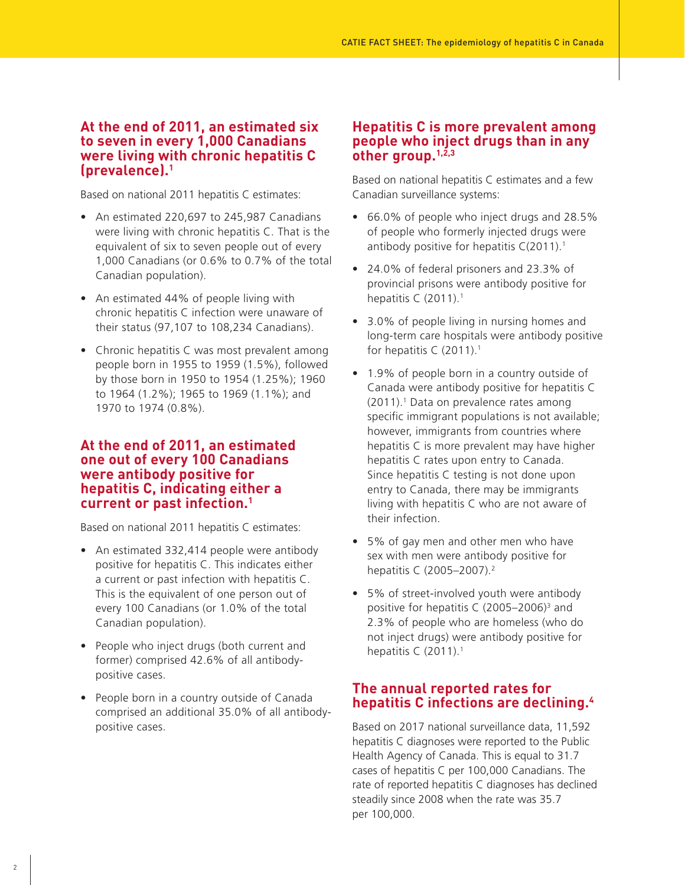## At the end of 2011, an estimated six to seven in every 1,000 Canadians were living with chronic hepatitis C (prevalence).[1]

Based on national 2011 hepatitis C estimates:

- An estimated 220,697 to 245,987 Canadians were living with chronic hepatitis C. That is the equivalent of six to seven people out of every 1,000 Canadians (or 0.6% to 0.7% of the total Canadian population).
- An estimated 44% of people living with chronic hepatitis C infection were unaware of their status (97,107 to 108,234 Canadians).
- Chronic hepatitis C was most prevalent among people born in 1955 to 1959 (1.5%), followed by those born in 1950 to 1954 (1.25%); 1960 to 1964 (1.2%); 1965 to 1969 (1.1%); and 1970 to 1974 (0.8%).

## At the end of 2011, an estimated one out of every 100 Canadians were antibody positive for hepatitis C, indicating either a current or past infection.[1]

Based on national 2011 hepatitis C estimates:

- An estimated 332,414 people were antibody positive for hepatitis C. This indicates either a current or past infection with hepatitis C. This is the equivalent of one person out of every 100 Canadians (or 1.0% of the total Canadian population).
- People who inject drugs (both current and former) comprised 42.6% of all antibody-positive cases.
- People born in a country outside of Canada comprised an additional 35.0% of all antibody-positive cases.

## Hepatitis C is more prevalent among people who inject drugs than in any other group.[1,2,3]

Based on national hepatitis C estimates and a few Canadian surveillance systems:

- 66.0% of people who inject drugs and 28.5% of people who formerly injected drugs were antibody positive for hepatitis C(2011).[1]
- 24.0% of federal prisoners and 23.3% of provincial prisons were antibody positive for hepatitis C (2011).[1]
- 3.0% of people living in nursing homes and long-term care hospitals were antibody positive for hepatitis C (2011).[1]
- 1.9% of people born in a country outside of Canada were antibody positive for hepatitis C (2011).[1] Data on prevalence rates among specific immigrant populations is not available; however, immigrants from countries where hepatitis C is more prevalent may have higher hepatitis C rates upon entry to Canada. Since hepatitis C testing is not done upon entry to Canada, there may be immigrants living with hepatitis C who are not aware of their infection.
- 5% of gay men and other men who have sex with men were antibody positive for hepatitis C (2005–2007).[2]
- 5% of street-involved youth were antibody positive for hepatitis C (2005–2006)[3] and 2.3% of people who are homeless (who do not inject drugs) were antibody positive for hepatitis C (2011).[1]

## The annual reported rates for hepatitis C infections are declining.[4]

Based on 2017 national surveillance data, 11,592 hepatitis C diagnoses were reported to the Public Health Agency of Canada. This is equal to 31.7 cases of hepatitis C per 100,000 Canadians. The rate of reported hepatitis C diagnoses has declined steadily since 2008 when the rate was 35.7 per 100,000.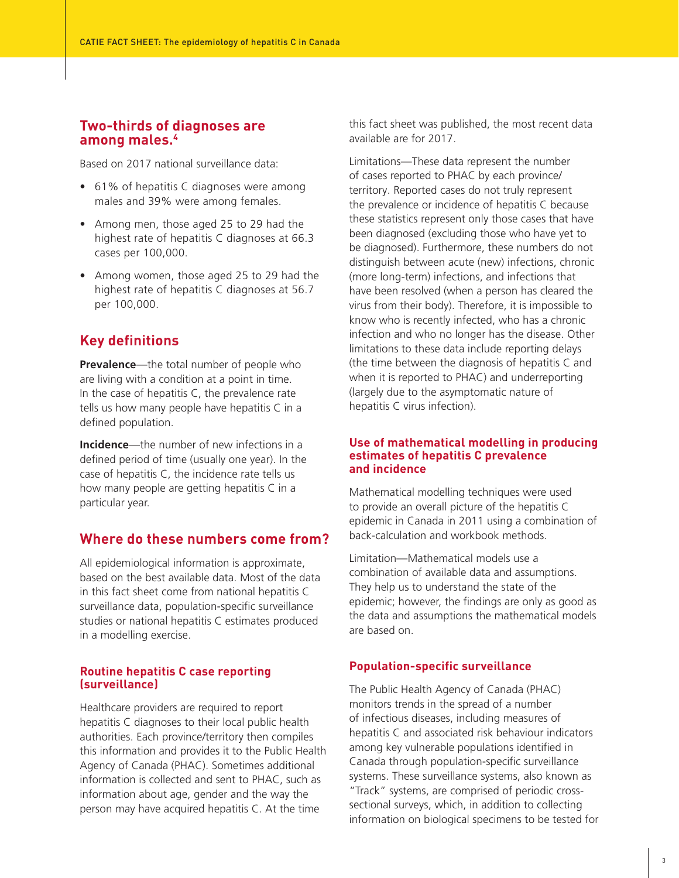## Two-thirds of diagnoses are among males.[4]

Based on 2017 national surveillance data:

- 61% of hepatitis C diagnoses were among males and 39% were among females.
- Among men, those aged 25 to 29 had the highest rate of hepatitis C diagnoses at 66.3 cases per 100,000.
- Among women, those aged 25 to 29 had the highest rate of hepatitis C diagnoses at 56.7 per 100,000.

## Key definitions

**Prevalence**—the total number of people who are living with a condition at a point in time. In the case of hepatitis C, the prevalence rate tells us how many people have hepatitis C in a defined population.

**Incidence**—the number of new infections in a defined period of time (usually one year). In the case of hepatitis C, the incidence rate tells us how many people are getting hepatitis C in a particular year.

## Where do these numbers come from?

All epidemiological information is approximate, based on the best available data. Most of the data in this fact sheet come from national hepatitis C surveillance data, population-specific surveillance studies or national hepatitis C estimates produced in a modelling exercise.

### Routine hepatitis C case reporting (surveillance)

Healthcare providers are required to report hepatitis C diagnoses to their local public health authorities. Each province/territory then compiles this information and provides it to the Public Health Agency of Canada (PHAC). Sometimes additional information is collected and sent to PHAC, such as information about age, gender and the way the person may have acquired hepatitis C. At the time this fact sheet was published, the most recent data available are for 2017.

Limitations—These data represent the number of cases reported to PHAC by each province/territory. Reported cases do not truly represent the prevalence or incidence of hepatitis C because these statistics represent only those cases that have been diagnosed (excluding those who have yet to be diagnosed). Furthermore, these numbers do not distinguish between acute (new) infections, chronic (more long-term) infections, and infections that have been resolved (when a person has cleared the virus from their body). Therefore, it is impossible to know who is recently infected, who has a chronic infection and who no longer has the disease. Other limitations to these data include reporting delays (the time between the diagnosis of hepatitis C and when it is reported to PHAC) and underreporting (largely due to the asymptomatic nature of hepatitis C virus infection).

### Use of mathematical modelling in producing estimates of hepatitis C prevalence and incidence

Mathematical modelling techniques were used to provide an overall picture of the hepatitis C epidemic in Canada in 2011 using a combination of back-calculation and workbook methods.

Limitation—Mathematical models use a combination of available data and assumptions. They help us to understand the state of the epidemic; however, the findings are only as good as the data and assumptions the mathematical models are based on.

### Population-specific surveillance

The Public Health Agency of Canada (PHAC) monitors trends in the spread of a number of infectious diseases, including measures of hepatitis C and associated risk behaviour indicators among key vulnerable populations identified in Canada through population-specific surveillance systems. These surveillance systems, also known as "Track" systems, are comprised of periodic cross-sectional surveys, which, in addition to collecting information on biological specimens to be tested for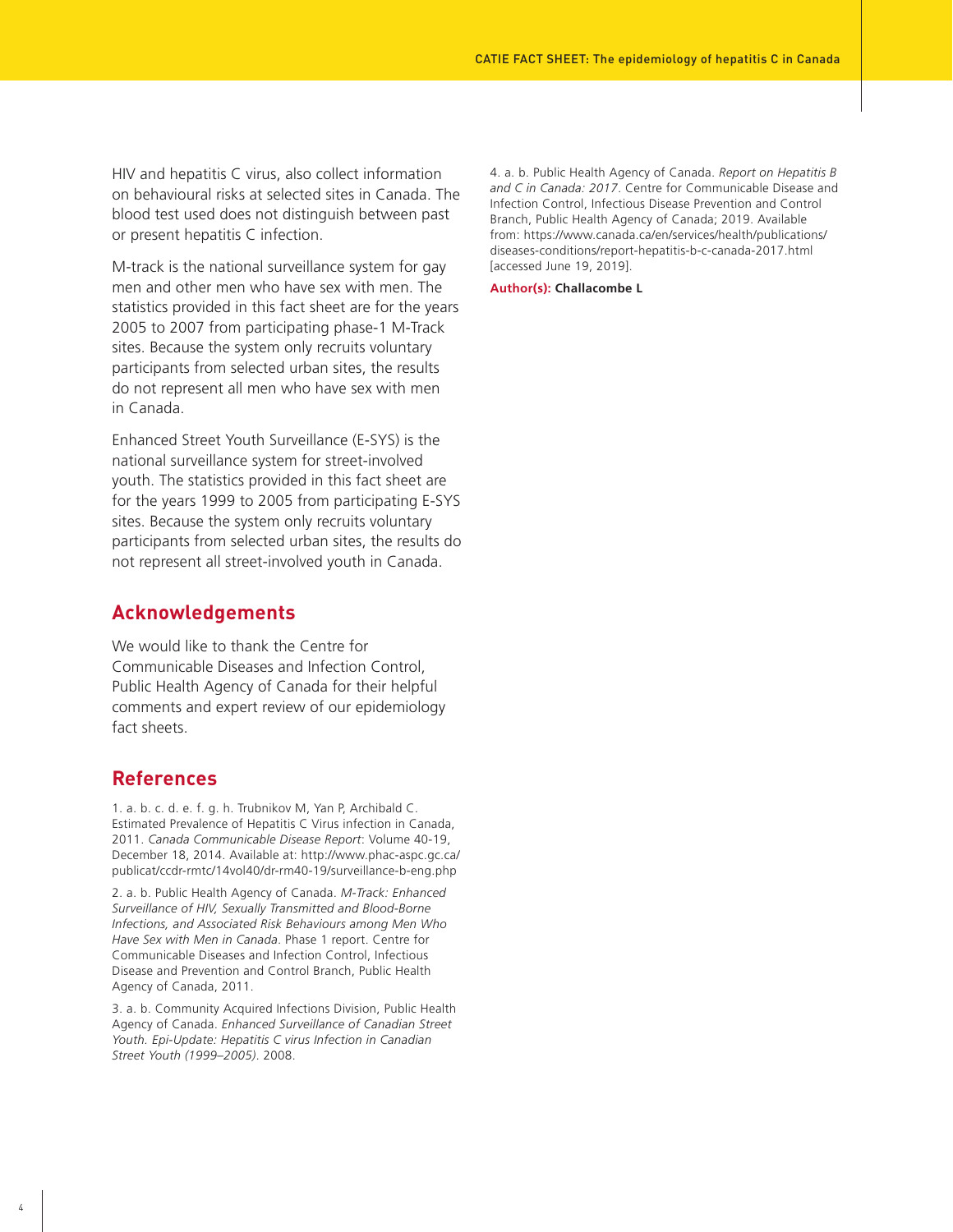HIV and hepatitis C virus, also collect information on behavioural risks at selected sites in Canada. The blood test used does not distinguish between past or present hepatitis C infection.

M-track is the national surveillance system for gay men and other men who have sex with men. The statistics provided in this fact sheet are for the years 2005 to 2007 from participating phase-1 M-Track sites. Because the system only recruits voluntary participants from selected urban sites, the results do not represent all men who have sex with men in Canada.

Enhanced Street Youth Surveillance (E-SYS) is the national surveillance system for street-involved youth. The statistics provided in this fact sheet are for the years 1999 to 2005 from participating E-SYS sites. Because the system only recruits voluntary participants from selected urban sites, the results do not represent all street-involved youth in Canada.

## Acknowledgements

We would like to thank the Centre for Communicable Diseases and Infection Control, Public Health Agency of Canada for their helpful comments and expert review of our epidemiology fact sheets.

## References

1. a. b. c. d. e. f. g. h. Trubnikov M, Yan P, Archibald C. Estimated Prevalence of Hepatitis C Virus infection in Canada, 2011. *Canada Communicable Disease Report*: Volume 40-19, December 18, 2014. Available at: http://www.phac-aspc.gc.ca/publicat/ccdr-rmtc/14vol40/dr-rm40-19/surveillance-b-eng.php

2. a. b. Public Health Agency of Canada. *M-Track: Enhanced Surveillance of HIV, Sexually Transmitted and Blood-Borne Infections, and Associated Risk Behaviours among Men Who Have Sex with Men in Canada*. Phase 1 report. Centre for Communicable Diseases and Infection Control, Infectious Disease and Prevention and Control Branch, Public Health Agency of Canada, 2011.

3. a. b. Community Acquired Infections Division, Public Health Agency of Canada. *Enhanced Surveillance of Canadian Street Youth. Epi-Update: Hepatitis C virus Infection in Canadian Street Youth (1999–2005)*. 2008.

4. a. b. Public Health Agency of Canada. *Report on Hepatitis B and C in Canada: 2017*. Centre for Communicable Disease and Infection Control, Infectious Disease Prevention and Control Branch, Public Health Agency of Canada; 2019. Available from: https://www.canada.ca/en/services/health/publications/diseases-conditions/report-hepatitis-b-c-canada-2017.html [accessed June 19, 2019].

**Author(s): Challacombe L**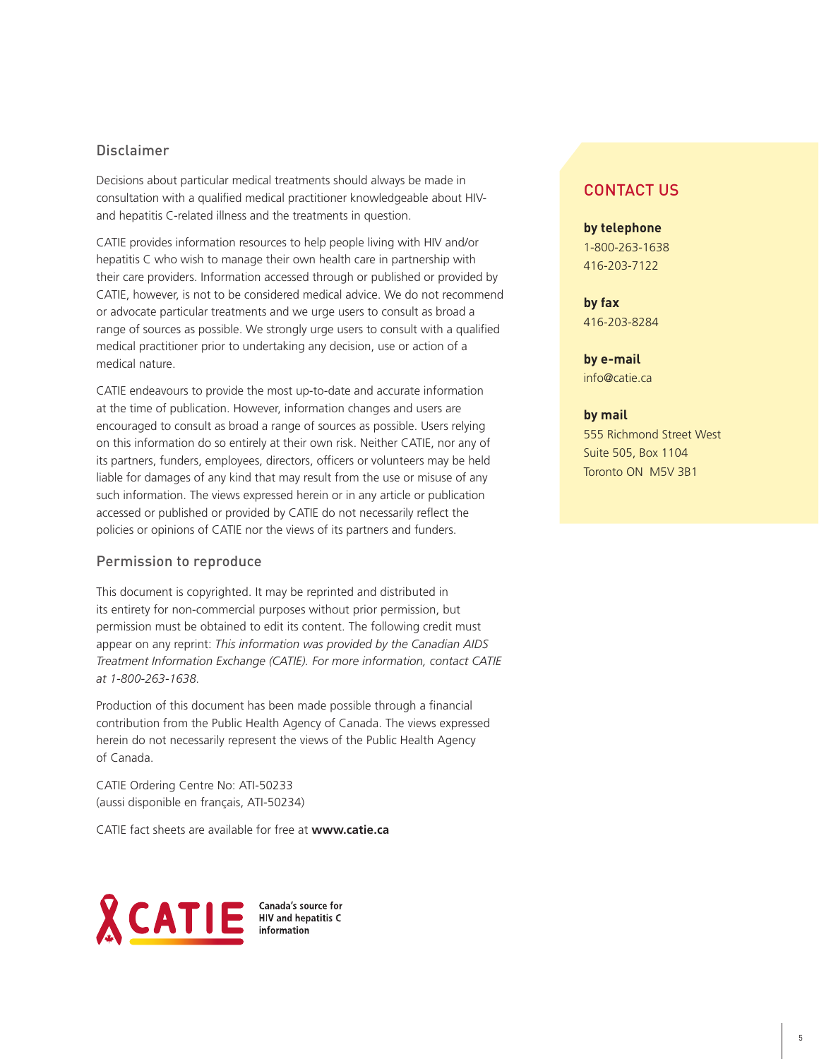## Disclaimer

Decisions about particular medical treatments should always be made in consultation with a qualified medical practitioner knowledgeable about HIV- and hepatitis C-related illness and the treatments in question.

CATIE provides information resources to help people living with HIV and/or hepatitis C who wish to manage their own health care in partnership with their care providers. Information accessed through or published or provided by CATIE, however, is not to be considered medical advice. We do not recommend or advocate particular treatments and we urge users to consult as broad a range of sources as possible. We strongly urge users to consult with a qualified medical practitioner prior to undertaking any decision, use or action of a medical nature.

CATIE endeavours to provide the most up-to-date and accurate information at the time of publication. However, information changes and users are encouraged to consult as broad a range of sources as possible. Users relying on this information do so entirely at their own risk. Neither CATIE, nor any of its partners, funders, employees, directors, officers or volunteers may be held liable for damages of any kind that may result from the use or misuse of any such information. The views expressed herein or in any article or publication accessed or published or provided by CATIE do not necessarily reflect the policies or opinions of CATIE nor the views of its partners and funders.

## Permission to reproduce

This document is copyrighted. It may be reprinted and distributed in its entirety for non-commercial purposes without prior permission, but permission must be obtained to edit its content. The following credit must appear on any reprint: *This information was provided by the Canadian AIDS Treatment Information Exchange (CATIE). For more information, contact CATIE at 1-800-263-1638.*

Production of this document has been made possible through a financial contribution from the Public Health Agency of Canada. The views expressed herein do not necessarily represent the views of the Public Health Agency of Canada.

CATIE Ordering Centre No: ATI-50233
(aussi disponible en français, ATI-50234)

CATIE fact sheets are available for free at **www.catie.ca**

CATIE Canada's source for HIV and hepatitis C information

## CONTACT US

**by telephone**
1-800-263-1638
416-203-7122

**by fax**
416-203-8284

**by e-mail**
info@catie.ca

**by mail**
555 Richmond Street West
Suite 505, Box 1104
Toronto ON M5V 3B1